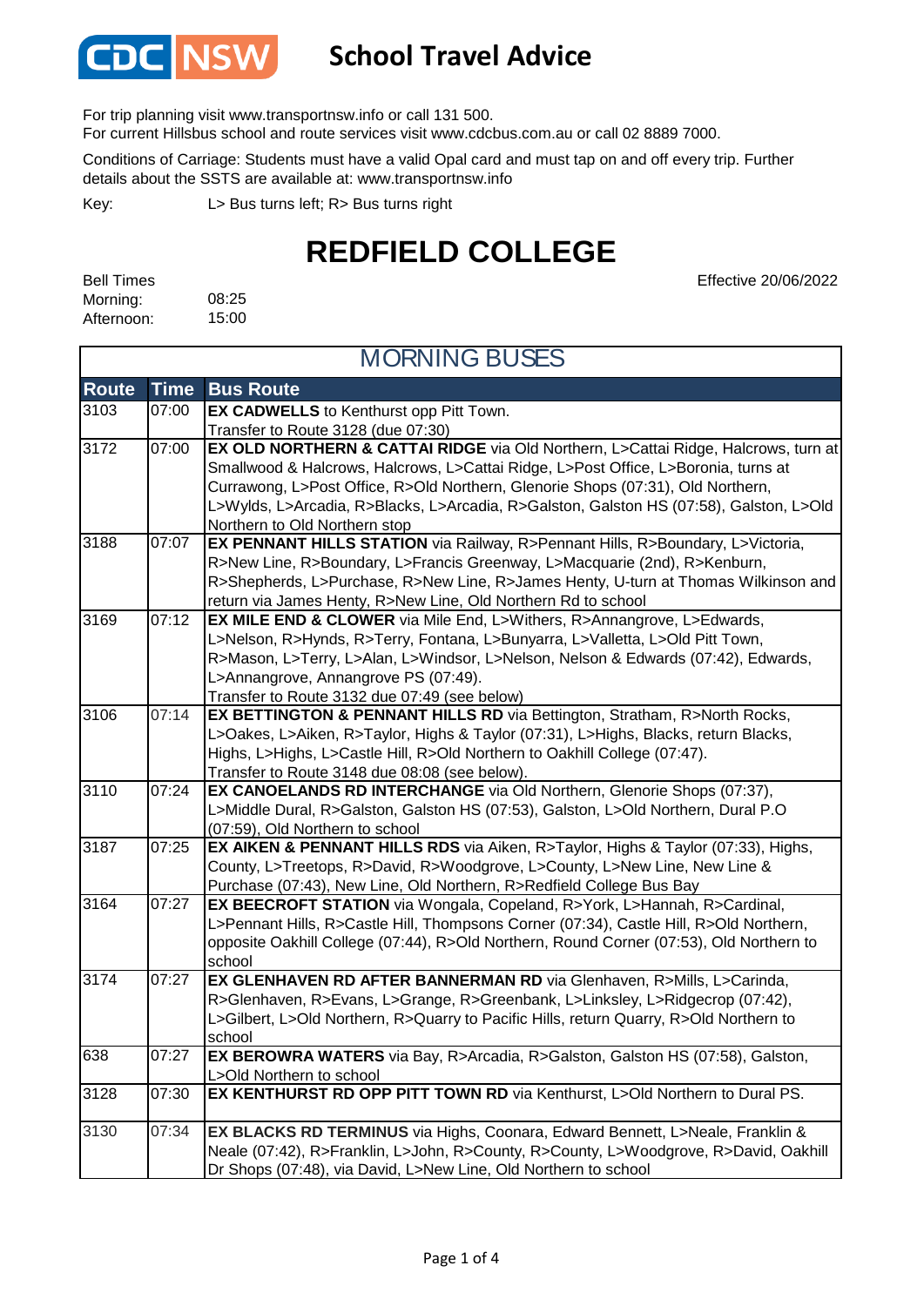# School Travel Advice

For trip planning visit www.transportnsw.info or call 131 500.
For current Hillsbus school and route services visit www.cdcbus.com.au or call 02 8889 7000.

Conditions of Carriage: Students must have a valid Opal card and must tap on and off every trip. Further details about the SSTS are available at: www.transportnsw.info

Key: L> Bus turns left; R> Bus turns right

# REDFIELD COLLEGE

Bell Times
Morning: 08:25
Afternoon: 15:00

Effective 20/06/2022

## MORNING BUSES

| Route | Time | Bus Route |
|---|---|---|
| 3103 | 07:00 | **EX CADWELLS** to Kenthurst opp Pitt Town. Transfer to Route 3128 (due 07:30) |
| 3172 | 07:00 | **EX OLD NORTHERN & CATTAI RIDGE** via Old Northern, L>Cattai Ridge, Halcrows, turn at Smallwood & Halcrows, Halcrows, L>Cattai Ridge, L>Post Office, L>Boronia, turns at Currawong, L>Post Office, R>Old Northern, Glenorie Shops (07:31), Old Northern, L>Wylds, L>Arcadia, R>Blacks, L>Arcadia, R>Galston, Galston HS (07:58), Galston, L>Old Northern to Old Northern stop |
| 3188 | 07:07 | **EX PENNANT HILLS STATION** via Railway, R>Pennant Hills, R>Boundary, L>Victoria, R>New Line, R>Boundary, L>Francis Greenway, L>Macquarie (2nd), R>Kenburn, R>Shepherds, L>Purchase, R>New Line, R>James Henty, U-turn at Thomas Wilkinson and return via James Henty, R>New Line, Old Northern Rd to school |
| 3169 | 07:12 | **EX MILE END & CLOWER** via Mile End, L>Withers, R>Annangrove, L>Edwards, L>Nelson, R>Hynds, R>Terry, Fontana, L>Bunyarra, L>Valletta, L>Old Pitt Town, R>Mason, L>Terry, L>Alan, L>Windsor, L>Nelson, Nelson & Edwards (07:42), Edwards, L>Annangrove, Annangrove PS (07:49). Transfer to Route 3132 due 07:49 (see below) |
| 3106 | 07:14 | **EX BETTINGTON & PENNANT HILLS RD** via Bettington, Stratham, R>North Rocks, L>Oakes, L>Aiken, R>Taylor, Highs & Taylor (07:31), L>Highs, Blacks, return Blacks, Highs, L>Highs, L>Castle Hill, R>Old Northern to Oakhill College (07:47). Transfer to Route 3148 due 08:08 (see below). |
| 3110 | 07:24 | **EX CANOELANDS RD INTERCHANGE** via Old Northern, Glenorie Shops (07:37), L>Middle Dural, R>Galston, Galston HS (07:53), Galston, L>Old Northern, Dural P.O (07:59), Old Northern to school |
| 3187 | 07:25 | **EX AIKEN & PENNANT HILLS RDS** via Aiken, R>Taylor, Highs & Taylor (07:33), Highs, County, L>Treetops, R>David, R>Woodgrove, L>County, L>New Line, New Line & Purchase (07:43), New Line, Old Northern, R>Redfield College Bus Bay |
| 3164 | 07:27 | **EX BEECROFT STATION** via Wongala, Copeland, R>York, L>Hannah, R>Cardinal, L>Pennant Hills, R>Castle Hill, Thompsons Corner (07:34), Castle Hill, R>Old Northern, opposite Oakhill College (07:44), R>Old Northern, Round Corner (07:53), Old Northern to school |
| 3174 | 07:27 | **EX GLENHAVEN RD AFTER BANNERMAN RD** via Glenhaven, R>Mills, L>Carinda, R>Glenhaven, R>Evans, L>Grange, R>Greenbank, L>Linksley, L>Ridgecrop (07:42), L>Gilbert, L>Old Northern, R>Quarry to Pacific Hills, return Quarry, R>Old Northern to school |
| 638 | 07:27 | **EX BEROWRA WATERS** via Bay, R>Arcadia, R>Galston, Galston HS (07:58), Galston, L>Old Northern to school |
| 3128 | 07:30 | **EX KENTHURST RD OPP PITT TOWN RD** via Kenthurst, L>Old Northern to Dural PS. |
| 3130 | 07:34 | **EX BLACKS RD TERMINUS** via Highs, Coonara, Edward Bennett, L>Neale, Franklin & Neale (07:42), R>Franklin, L>John, R>County, R>County, L>Woodgrove, R>David, Oakhill Dr Shops (07:48), via David, L>New Line, Old Northern to school |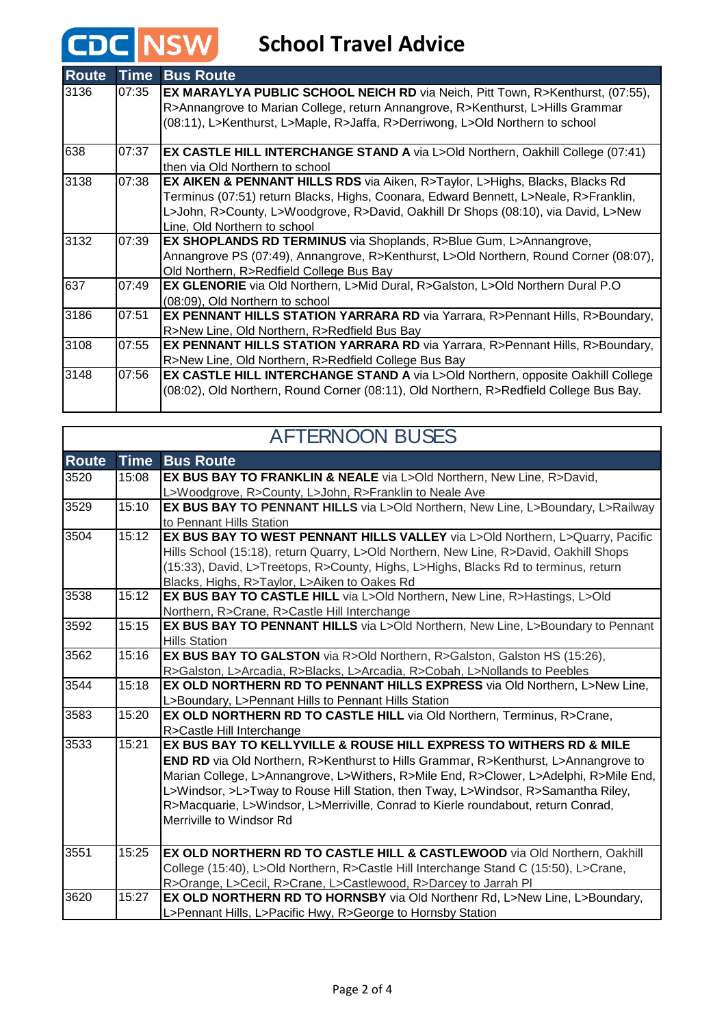# CDC NSW School Travel Advice

| Route | Time | Bus Route |
|---|---|---|
| 3136 | 07:35 | **EX MARAYLYA PUBLIC SCHOOL NEICH RD** via Neich, Pitt Town, R>Kenthurst, (07:55), R>Annangrove to Marian College, return Annangrove, R>Kenthurst, L>Hills Grammar (08:11), L>Kenthurst, L>Maple, R>Jaffa, R>Derriwong, L>Old Northern to school |
| 638 | 07:37 | **EX CASTLE HILL INTERCHANGE STAND A** via L>Old Northern, Oakhill College (07:41) then via Old Northern to school |
| 3138 | 07:38 | **EX AIKEN & PENNANT HILLS RDS** via Aiken, R>Taylor, L>Highs, Blacks, Blacks Rd Terminus (07:51) return Blacks, Highs, Coonara, Edward Bennett, L>Neale, R>Franklin, L>John, R>County, L>Woodgrove, R>David, Oakhill Dr Shops (08:10), via David, L>New Line, Old Northern to school |
| 3132 | 07:39 | **EX SHOPLANDS RD TERMINUS** via Shoplands, R>Blue Gum, L>Annangrove, Annangrove PS (07:49), Annangrove, R>Kenthurst, L>Old Northern, Round Corner (08:07), Old Northern, R>Redfield College Bus Bay |
| 637 | 07:49 | **EX GLENORIE** via Old Northern, L>Mid Dural, R>Galston, L>Old Northern Dural P.O (08:09), Old Northern to school |
| 3186 | 07:51 | **EX PENNANT HILLS STATION YARRARA RD** via Yarrara, R>Pennant Hills, R>Boundary, R>New Line, Old Northern, R>Redfled Bus Bay |
| 3108 | 07:55 | **EX PENNANT HILLS STATION YARRARA RD** via Yarrara, R>Pennant Hills, R>Boundary, R>New Line, Old Northern, R>Redfield College Bus Bay |
| 3148 | 07:56 | **EX CASTLE HILL INTERCHANGE STAND A** via L>Old Northern, opposite Oakhill College (08:02), Old Northern, Round Corner (08:11), Old Northern, R>Redfield College Bus Bay. |

## AFTERNOON BUSES

| Route | Time | Bus Route |
|---|---|---|
| 3520 | 15:08 | **EX BUS BAY TO FRANKLIN & NEALE** via L>Old Northern, New Line, R>David, L>Woodgrove, R>County, L>John, R>Franklin to Neale Ave |
| 3529 | 15:10 | **EX BUS BAY TO PENNANT HILLS** via L>Old Northern, New Line, L>Boundary, L>Railway to Pennant Hills Station |
| 3504 | 15:12 | **EX BUS BAY TO WEST PENNANT HILLS VALLEY** via L>Old Northern, L>Quarry, Pacific Hills School (15:18), return Quarry, L>Old Northern, New Line, R>David, Oakhill Shops (15:33), David, L>Treetops, R>County, Highs, L>Highs, Blacks Rd to terminus, return Blacks, Highs, R>Taylor, L>Aiken to Oakes Rd |
| 3538 | 15:12 | **EX BUS BAY TO CASTLE HILL** via L>Old Northern, New Line, R>Hastings, L>Old Northern, R>Crane, R>Castle Hill Interchange |
| 3592 | 15:15 | **EX BUS BAY TO PENNANT HILLS** via L>Old Northern, New Line, L>Boundary to Pennant Hills Station |
| 3562 | 15:16 | **EX BUS BAY TO GALSTON** via R>Old Northern, R>Galston, Galston HS (15:26), R>Galston, L>Arcadia, R>Blacks, L>Arcadia, R>Cobah, L>Nollands to Peebles |
| 3544 | 15:18 | **EX OLD NORTHERN RD TO PENNANT HILLS EXPRESS** via Old Northern, L>New Line, L>Boundary, L>Pennant Hills to Pennant Hills Station |
| 3583 | 15:20 | **EX OLD NORTHERN RD TO CASTLE HILL** via Old Northern, Terminus, R>Crane, R>Castle Hill Interchange |
| 3533 | 15:21 | **EX BUS BAY TO KELLYVILLE & ROUSE HILL EXPRESS TO WITHERS RD & MILE END RD** via Old Northern, R>Kenthurst to Hills Grammar, R>Kenthurst, L>Annangrove to Marian College, L>Annangrove, L>Withers, R>Mile End, R>Clower, L>Adelphi, R>Mile End, L>Windsor, >L>Tway to Rouse Hill Station, then Tway, L>Windsor, R>Samantha Riley, R>Macquarie, L>Windsor, L>Merriville, Conrad to Kierle roundabout, return Conrad, Merriville to Windsor Rd |
| 3551 | 15:25 | **EX OLD NORTHERN RD TO CASTLE HILL & CASTLEWOOD** via Old Northern, Oakhill College (15:40), L>Old Northern, R>Castle Hill Interchange Stand C (15:50), L>Crane, R>Orange, L>Cecil, R>Crane, L>Castlewood, R>Darcey to Jarrah Pl |
| 3620 | 15:27 | **EX OLD NORTHERN RD TO HORNSBY** via Old Northenr Rd, L>New Line, L>Boundary, L>Pennant Hills, L>Pacific Hwy, R>George to Hornsby Station |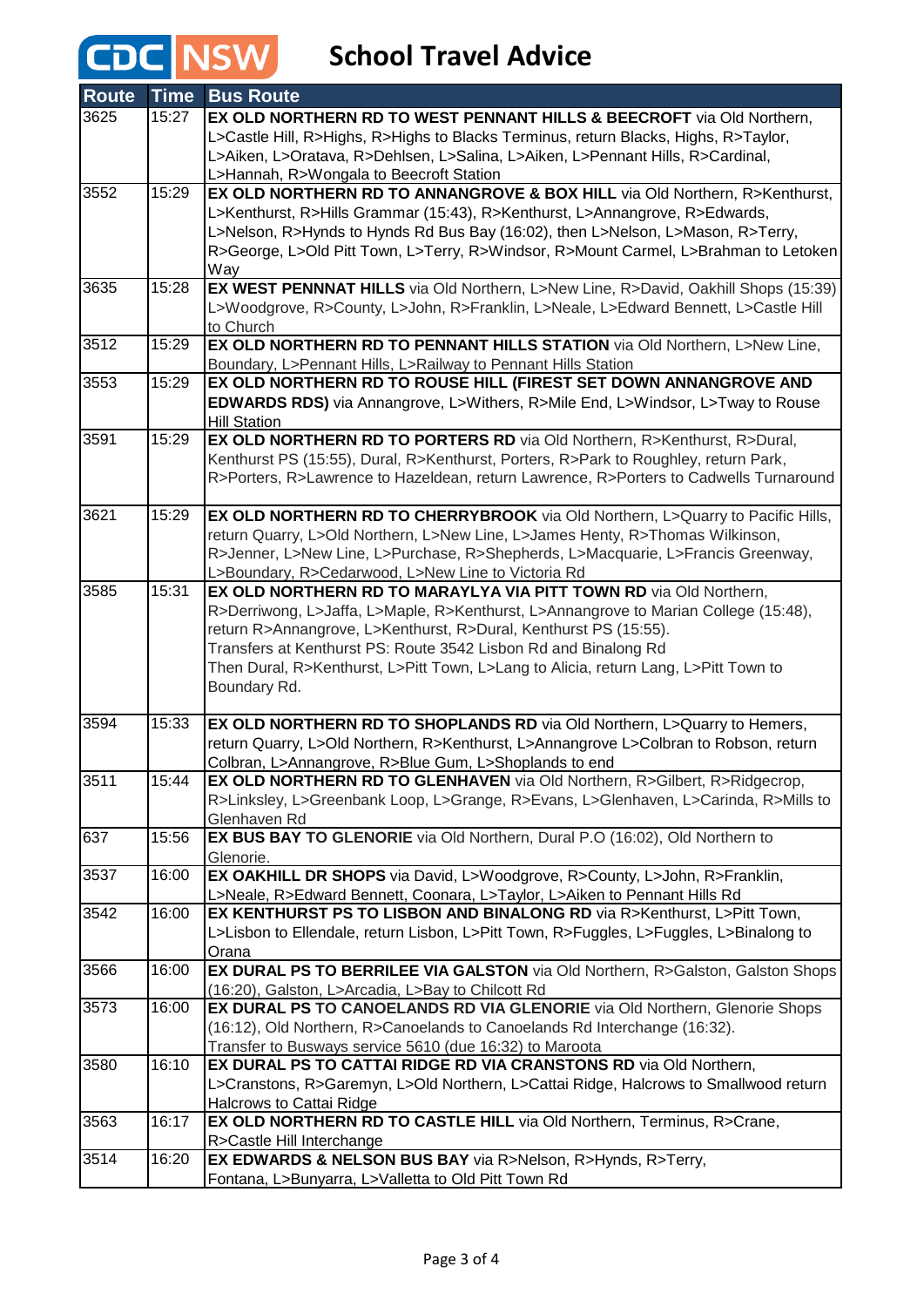# CDC NSW School Travel Advice

| Route | Time | Bus Route |
|---|---|---|
| 3625 | 15:27 | **EX OLD NORTHERN RD TO WEST PENNANT HILLS & BEECROFT** via Old Northern, L>Castle Hill, R>Highs, R>Highs to Blacks Terminus, return Blacks, Highs, R>Taylor, L>Aiken, L>Oratava, R>Dehlsen, L>Salina, L>Aiken, L>Pennant Hills, R>Cardinal, L>Hannah, R>Wongala to Beecroft Station |
| 3552 | 15:29 | **EX OLD NORTHERN RD TO ANNANGROVE & BOX HILL** via Old Northern, R>Kenthurst, L>Kenthurst, R>Hills Grammar (15:43), R>Kenthurst, L>Annangrove, R>Edwards, L>Nelson, R>Hynds to Hynds Rd Bus Bay (16:02), then L>Nelson, L>Mason, R>Terry, R>George, L>Old Pitt Town, L>Terry, R>Windsor, R>Mount Carmel, L>Brahman to Letoken Way |
| 3635 | 15:28 | **EX WEST PENNNAT HILLS** via Old Northern, L>New Line, R>David, Oakhill Shops (15:39) L>Woodgrove, R>County, L>John, R>Franklin, L>Neale, L>Edward Bennett, L>Castle Hill to Church |
| 3512 | 15:29 | **EX OLD NORTHERN RD TO PENNANT HILLS STATION** via Old Northern, L>New Line, Boundary, L>Pennant Hills, L>Railway to Pennant Hills Station |
| 3553 | 15:29 | **EX OLD NORTHERN RD TO ROUSE HILL (FIREST SET DOWN ANNANGROVE AND EDWARDS RDS)** via Annangrove, L>Withers, R>Mile End, L>Windsor, L>Tway to Rouse Hill Station |
| 3591 | 15:29 | **EX OLD NORTHERN RD TO PORTERS RD** via Old Northern, R>Kenthurst, R>Dural, Kenthurst PS (15:55), Dural, R>Kenthurst, Porters, R>Park to Roughley, return Park, R>Porters, R>Lawrence to Hazeldean, return Lawrence, R>Porters to Cadwells Turnaround |
| 3621 | 15:29 | **EX OLD NORTHERN RD TO CHERRYBROOK** via Old Northern, L>Quarry to Pacific Hills, return Quarry, L>Old Northern, L>New Line, L>James Henty, R>Thomas Wilkinson, R>Jenner, L>New Line, L>Purchase, R>Shepherds, L>Macquarie, L>Francis Greenway, L>Boundary, R>Cedarwood, L>New Line to Victoria Rd |
| 3585 | 15:31 | **EX OLD NORTHERN RD TO MARAYLYA VIA PITT TOWN RD** via Old Northern, R>Derriwong, L>Jaffa, L>Maple, R>Kenthurst, L>Annangrove to Marian College (15:48), return R>Annangrove, L>Kenthurst, R>Dural, Kenthurst PS (15:55). Transfers at Kenthurst PS: Route 3542 Lisbon Rd and Binalong Rd Then Dural, R>Kenthurst, L>Pitt Town, L>Lang to Alicia, return Lang, L>Pitt Town to Boundary Rd. |
| 3594 | 15:33 | **EX OLD NORTHERN RD TO SHOPLANDS RD** via Old Northern, L>Quarry to Hemers, return Quarry, L>Old Northern, R>Kenthurst, L>Annangrove L>Colbran to Robson, return Colbran, L>Annangrove, R>Blue Gum, L>Shoplands to end |
| 3511 | 15:44 | **EX OLD NORTHERN RD TO GLENHAVEN** via Old Northern, R>Gilbert, R>Ridgecrop, R>Linksley, L>Greenbank Loop, L>Grange, R>Evans, L>Glenhaven, L>Carinda, R>Mills to Glenhaven Rd |
| 637 | 15:56 | **EX BUS BAY TO GLENORIE** via Old Northern, Dural P.O (16:02), Old Northern to Glenorie. |
| 3537 | 16:00 | **EX OAKHILL DR SHOPS** via David, L>Woodgrove, R>County, L>John, R>Franklin, L>Neale, R>Edward Bennett, Coonara, L>Taylor, L>Aiken to Pennant Hills Rd |
| 3542 | 16:00 | **EX KENTHURST PS TO LISBON AND BINALONG RD** via R>Kenthurst, L>Pitt Town, L>Lisbon to Ellendale, return Lisbon, L>Pitt Town, R>Fuggles, L>Fuggles, L>Binalong to Orana |
| 3566 | 16:00 | **EX DURAL PS TO BERRILEE VIA GALSTON** via Old Northern, R>Galston, Galston Shops (16:20), Galston, L>Arcadia, L>Bay to Chilcott Rd |
| 3573 | 16:00 | **EX DURAL PS TO CANOELANDS RD VIA GLENORIE** via Old Northern, Glenorie Shops (16:12), Old Northern, R>Canoelands to Canoelands Rd Interchange (16:32). Transfer to Busways service 5610 (due 16:32) to Maroota |
| 3580 | 16:10 | **EX DURAL PS TO CATTAI RIDGE RD VIA CRANSTONS RD** via Old Northern, L>Cranstons, R>Garemyn, L>Old Northern, L>Cattai Ridge, Halcrows to Smallwood return Halcrows to Cattai Ridge |
| 3563 | 16:17 | **EX OLD NORTHERN RD TO CASTLE HILL** via Old Northern, Terminus, R>Crane, R>Castle Hill Interchange |
| 3514 | 16:20 | **EX EDWARDS & NELSON BUS BAY** via R>Nelson, R>Hynds, R>Terry, Fontana, L>Bunyarra, L>Valletta to Old Pitt Town Rd |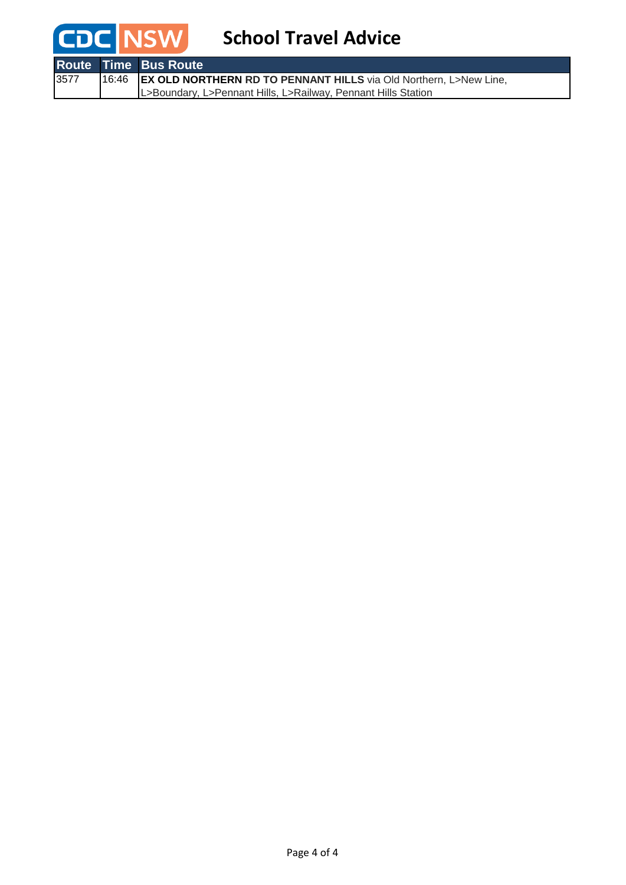# School Travel Advice

| Route | Time | Bus Route |
| --- | --- | --- |
| 3577 | 16:46 | **EX OLD NORTHERN RD TO PENNANT HILLS** via Old Northern, L>New Line, L>Boundary, L>Pennant Hills, L>Railway, Pennant Hills Station |